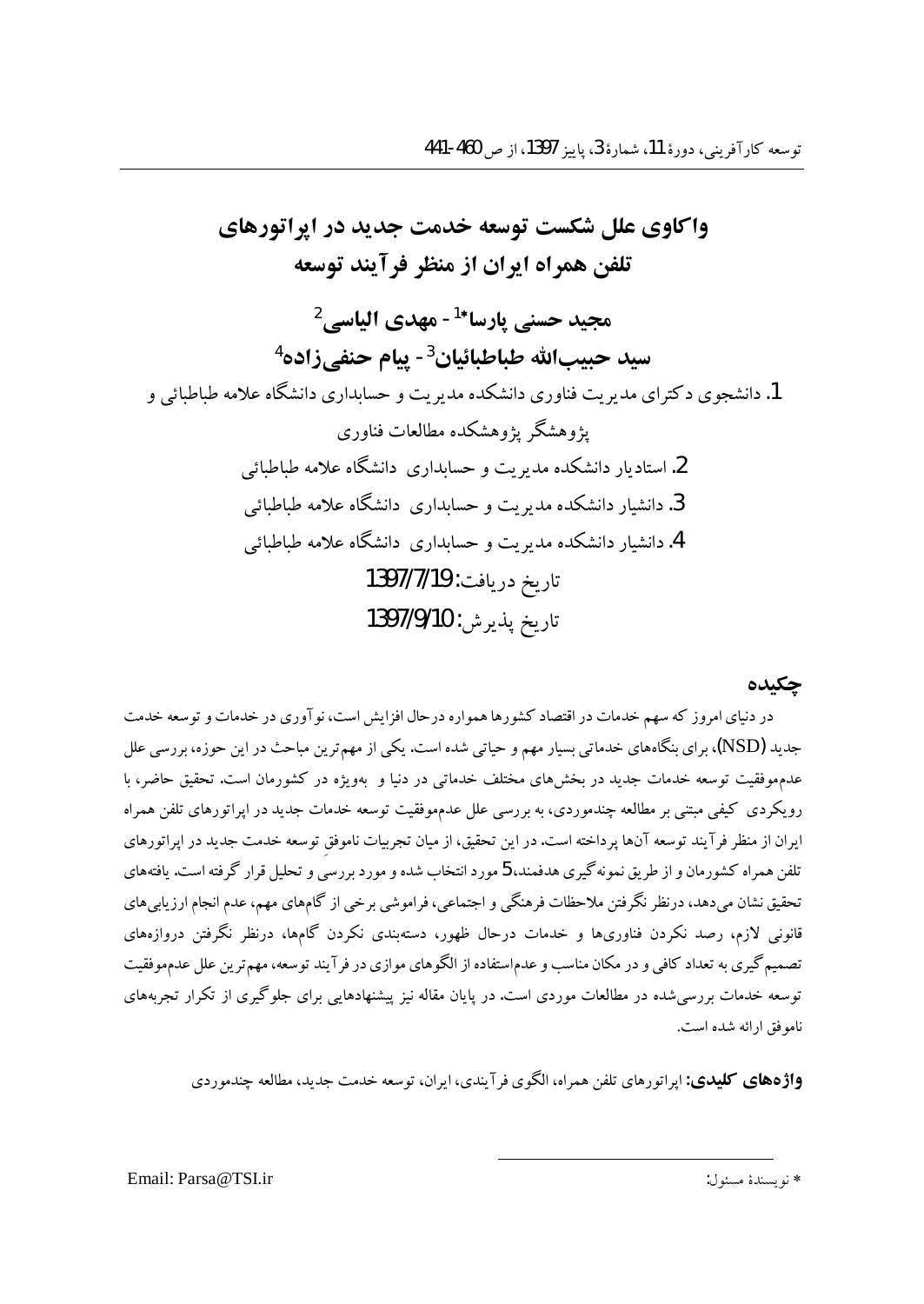# واکاوی علل شکست توسعه خدمت جدید در اپراتورهای تلفن همراه ایران از منظر فرآیند توسعه

**مجید حسنی پارسا*[1] - مهدی الیاسی[2]**

**سید حبیب‌الله طباطبائیان[3] - پیام حنفی‌زاده[4]**

1. دانشجوی دکترای مدیریت فناوری دانشکده مدیریت و حسابداری دانشگاه علامه طباطبائی و پژوهشگر پژوهشکده مطالعات فناوری
2. استادیار دانشکده مدیریت و حسابداری دانشگاه علامه طباطبائی
3. دانشیار دانشکده مدیریت و حسابداری دانشگاه علامه طباطبائی
4. دانشیار دانشکده مدیریت و حسابداری دانشگاه علامه طباطبائی

تاریخ دریافت: 1397/7/19

تاریخ پذیرش: 1397/9/10

## چکیده

در دنیای امروز که سهم خدمات در اقتصاد کشورها همواره درحال افزایش است، نوآوری در خدمات و توسعه خدمت جدید (NSD)، برای بنگاه‌های خدماتی بسیار مهم و حیاتی شده است. یکی از مهم‌ترین مباحث در این حوزه، بررسی علل عدم‌موفقیت توسعه خدمات جدید در بخش‌های مختلف خدماتی در دنیا و بهویژه در کشورمان است. تحقیق حاضر، با رویکردی کیفی مبتنی بر مطالعه چندموردی، به بررسی علل عدم‌موفقیت توسعه خدمات جدید در اپراتورهای تلفن همراه ایران از منظر فرآیند توسعه آن‌ها پرداخته است. در این تحقیق، از میان تجربیات ناموفقِ توسعه خدمت جدید در اپراتورهای تلفن همراه کشورمان و از طریق نمونه‌گیری هدفمند، 5 مورد انتخاب شده و مورد بررسی و تحلیل قرار گرفته است. یافته‌های تحقیق نشان می‌دهد، درنظر نگرفتن ملاحظات فرهنگی و اجتماعی، فراموشی برخی از گام‌های مهم، عدم انجام ارزیابی‌های قانونی لازم، رصد نکردن فناوری‌ها و خدمات درحال ظهور، دسته‌بندی نکردن گام‌ها، درنظر نگرفتن دروازه‌های تصمیم‌گیری به تعداد کافی و در مکان مناسب و عدم‌استفاده از الگوهای موازی در فرآیند توسعه، مهم‌ترین علل عدم‌موفقیت توسعه خدمات بررسی‌شده در مطالعات موردی است. در پایان مقاله نیز پیشنهادهایی برای جلوگیری از تکرار تجربه‌های ناموفق ارائه شده است.

**واژه‌های کلیدی:** اپراتورهای تلفن همراه، الگوی فرآیندی، ایران، توسعه خدمت جدید، مطالعه چندموردی

* نویسندهٔ مسئول: Email: Parsa@TSI.ir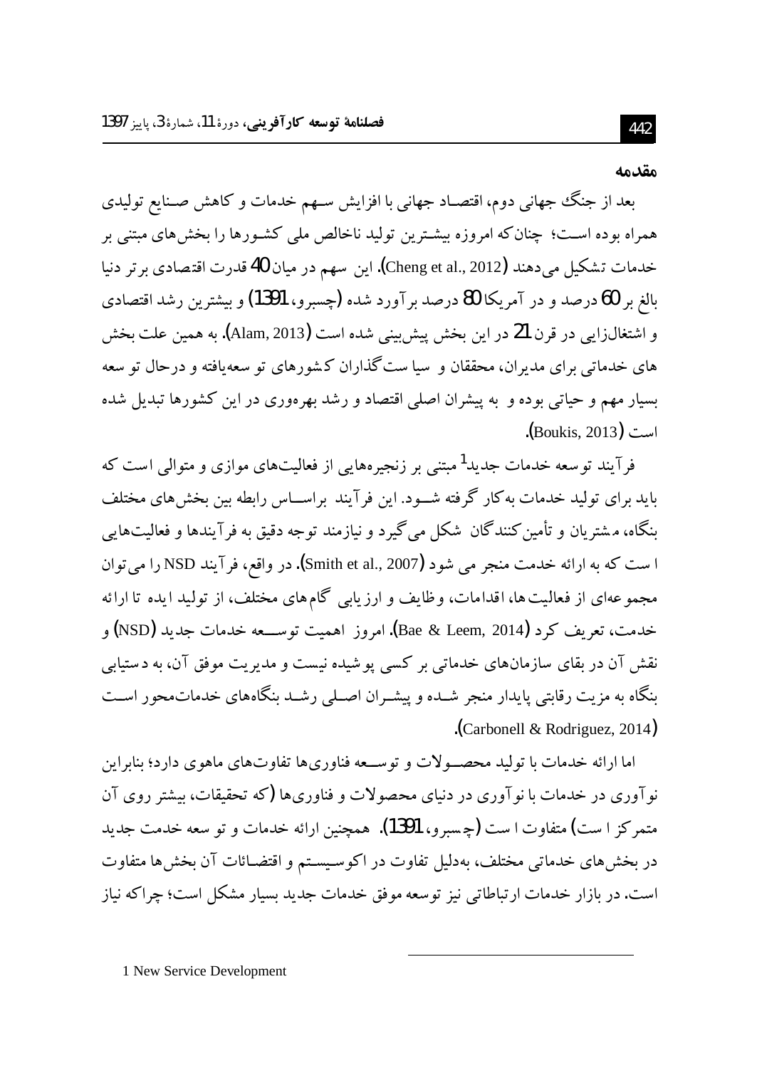## مقدمه

بعد از جنگ جهانی دوم، اقتصاد جهانی با افزایش سهم خدمات و کاهش صنایع تولیدی همراه بوده است؛ چنان‌که امروزه بیشترین تولید ناخالص ملی کشورها را بخش‌های مبتنی بر خدمات تشکیل می‌دهند (Cheng et al., 2012). این سهم در میان 40 قدرت اقتصادی برتر دنیا بالغ بر 60 درصد و در آمریکا 80 درصد برآورد شده (چسبرو، 1391) و بیشترین رشد اقتصادی و اشتغال‌زایی در قرن 21 در این بخش پیش‌بینی شده است (Alam, 2013). به همین علت بخش های خدماتی برای مدیران، محققان و سیاست‌گذاران کشورهای توسعه‌یافته و درحال توسعه بسیار مهم و حیاتی بوده و به پیشران اصلی اقتصاد و رشد بهره‌وری در این کشورها تبدیل شده است (Boukis, 2013).

فرآیند توسعه خدمات جدید[1] مبتنی بر زنجیره‌هایی از فعالیت‌های موازی و متوالی است که باید برای تولید خدمات به‌کار گرفته شود. این فرآیند براساس رابطه بین بخش‌های مختلف بنگاه، مشتریان و تأمین‌کنندگان شکل می‌گیرد و نیازمند توجه دقیق به فرآیندها و فعالیت‌هایی است که به ارائه خدمت منجر می شود (Smith et al., 2007). در واقع، فرآیند NSD را می‌توان مجموعه‌ای از فعالیت‌ها، اقدامات، وظایف و ارزیابی گام‌های مختلف، از تولید ایده تا ارائه خدمت، تعریف کرد (Bae & Leem, 2014). امروز اهمیت توسعه خدمات جدید (NSD) و نقش آن در بقای سازمان‌های خدماتی بر کسی پوشیده نیست و مدیریت موفق آن، به دستیابی بنگاه به مزیت رقابتی پایدار منجر شده و پیشران اصلی رشد بنگاه‌های خدمات‌محور است (Carbonell & Rodriguez, 2014).

اما ارائه خدمات با تولید محصولات و توسعه فناوری‌ها تفاوت‌های ماهوی دارد؛ بنابراین نوآوری در خدمات با نوآوری در دنیای محصولات و فناوری‌ها (که تحقیقات، بیشتر روی آن متمرکز است) متفاوت است (چسبرو، 1391). همچنین ارائه خدمات و توسعه خدمت جدید در بخش‌های خدماتی مختلف، به‌دلیل تفاوت در اکوسیستم و اقتضائات آن بخش‌ها متفاوت است. در بازار خدمات ارتباطاتی نیز توسعه موفق خدمات جدید بسیار مشکل است؛ چراکه نیاز

---

1 New Service Development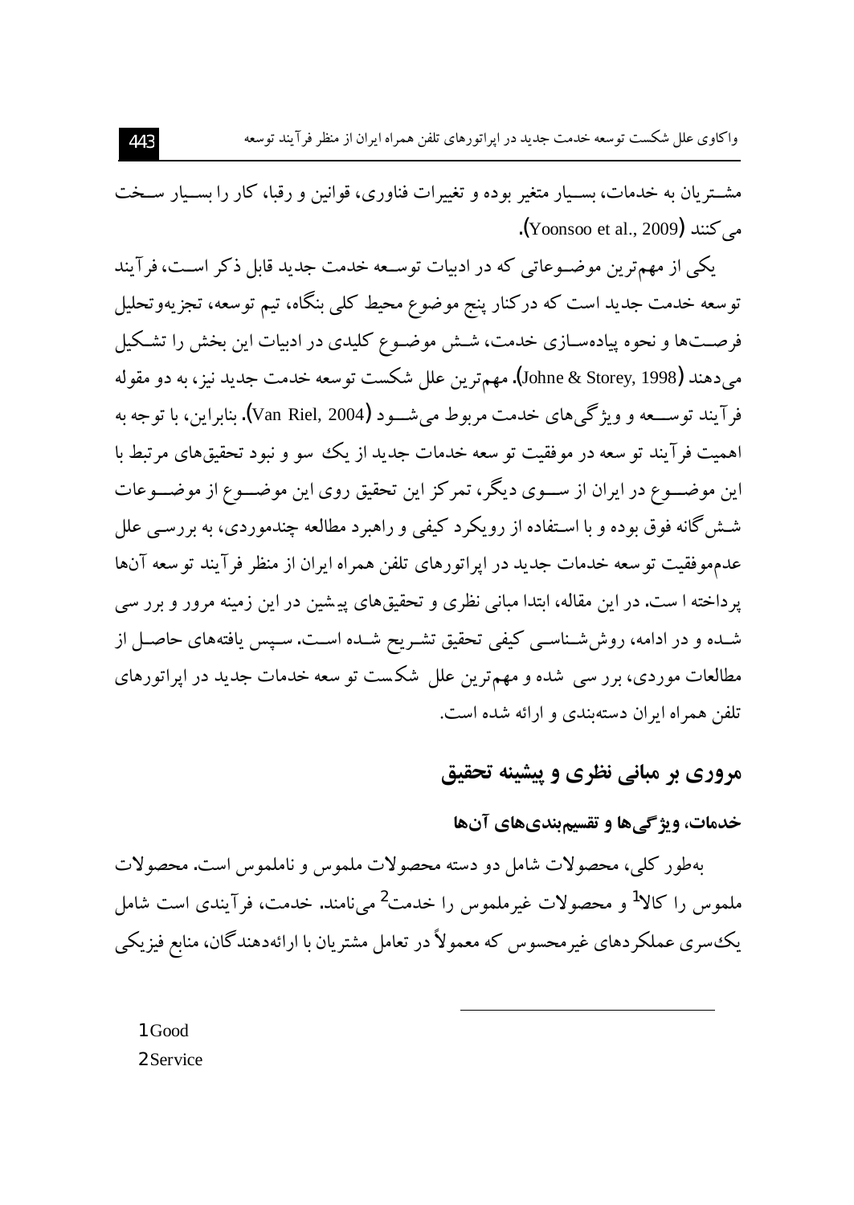مشـتریان به خدمات، بسـیار متغیر بوده و تغییرات فناوری، قوانین و رقبا، کار را بسـیار سـخت می‌کنند (Yoonsoo et al., 2009).

یکی از مهم‌ترین موضـوعاتی که در ادبیات توسـعه خدمت جدید قابل ذکر اسـت، فرآیند توسعه خدمت جدید است که درکنار پنج موضوع محیط کلی بنگاه، تیم توسعه، تجزیه‌وتحلیل فرصـت‌ها و نحوه پیاده‌سـازی خدمت، شـش موضـوع کلیدی در ادبیات این بخش را تشـکیل می‌دهند (Johne & Storey, 1998). مهم‌ترین علل شکست توسعه خدمت جدید نیز، به دو مقوله فرآیند توسـعه و ویژگی‌های خدمت مربوط می‌شـود (Van Riel, 2004). بنابراین، با توجه به اهمیت فرآیند توسعه در موفقیت توسعه خدمات جدید از یک سو و نبود تحقیق‌های مرتبط با این موضـوع در ایران از سـوی دیگر، تمرکز این تحقیق روی این موضـوع از موضـوعات شـش‌گانه فوق بوده و با اسـتفاده از رویکرد کیفی و راهبرد مطالعه چندموردی، به بررسـی علل عدم‌موفقیت توسعه خدمات جدید در اپراتورهای تلفن همراه ایران از منظر فرآیند توسعه آن‌ها پرداخته است. در این مقاله، ابتدا مبانی نظری و تحقیق‌های پیشین در این زمینه مرور و بررسی شـده و در ادامه، روش‌شـناسـی کیفی تحقیق تشـریح شـده اسـت. سـپس یافته‌های حاصـل از مطالعات موردی، بررسی شده و مهم‌ترین علل شکست توسعه خدمات جدید در اپراتورهای تلفن همراه ایران دسته‌بندی و ارائه شده است.

## مروری بر مبانی نظری و پیشینه تحقیق

### خدمات، ویژگی‌ها و تقسیم‌بندی‌های آن‌ها

به‌طور کلی، محصولات شامل دو دسته محصولات ملموس و ناملموس است. محصولات ملموس را کالا[1] و محصولات غیرملموس را خدمت[2] می‌نامند. خدمت، فرآیندی است شامل یک‌سری عملکردهای غیرمحسوس که معمولاً در تعامل مشتریان با ارائه‌دهندگان، منابع فیزیکی

---

1 Good
2 Service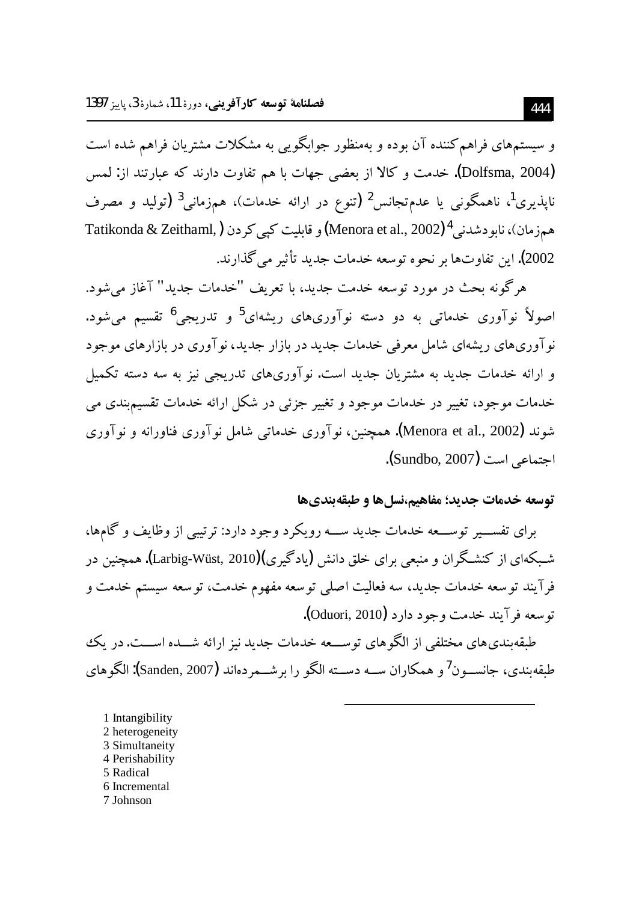و سیستم‌های فراهم‌کننده آن بوده و به‌منظور جوابگویی به مشکلات مشتریان فراهم شده است (Dolfsma, 2004). خدمت و کالا از بعضی جهات با هم تفاوت دارند که عبارتند از: لمس ناپذیری[1]، ناهمگونی یا عدم‌تجانس[2] (تنوع در ارائه خدمات)، هم‌زمانی[3] (تولید و مصرف هم‌زمان)، نابودشدنی[4] (Menora et al., 2002) و قابلیت کپی کردن (Tatikonda & Zeithaml, 2002). این تفاوت‌ها بر نحوه توسعه خدمات جدید تأثیر می‌گذارند.

هرگونه بحث در مورد توسعه خدمت جدید، با تعریف "خدمات جدید" آغاز می‌شود. اصولاً نوآوری خدماتی به دو دسته نوآوری‌های ریشه‌ای[5] و تدریجی[6] تقسیم می‌شود. نوآوری‌های ریشه‌ای شامل معرفی خدمات جدید در بازار جدید، نوآوری در بازارهای موجود و ارائه خدمات جدید به مشتریان جدید است. نوآوری‌های تدریجی نیز به سه دسته تکمیل خدمات موجود، تغییر در خدمات موجود و تغییر جزئی در شکل ارائه خدمات تقسیم‌بندی می شوند (Menora et al., 2002). همچنین، نوآوری خدماتی شامل نوآوری فناورانه و نوآوری اجتماعی است (Sundbo, 2007).

**توسعه خدمات جدید؛ مفاهیم،نسل‌ها و طبقه‌بندی‌ها**

برای تفسیر توسعه خدمات جدید سه رویکرد وجود دارد: ترتیبی از وظایف و گام‌ها، شبکه‌ای از کنشگران و منبعی برای خلق دانش (یادگیری)(Larbig-Wüst, 2010). همچنین در فرآیند توسعه خدمات جدید، سه فعالیت اصلی توسعه مفهوم خدمت، توسعه سیستم خدمت و توسعه فرآیند خدمت وجود دارد (Oduori, 2010).

طبقه‌بندی‌های مختلفی از الگوهای توسعه خدمات جدید نیز ارائه شده است. در یک طبقه‌بندی، جانسون[7] و همکاران سه دسته الگو را برشمرده‌اند (Sanden, 2007): الگوهای

---

1 Intangibility
2 heterogeneity
3 Simultaneity
4 Perishability
5 Radical
6 Incremental
7 Johnson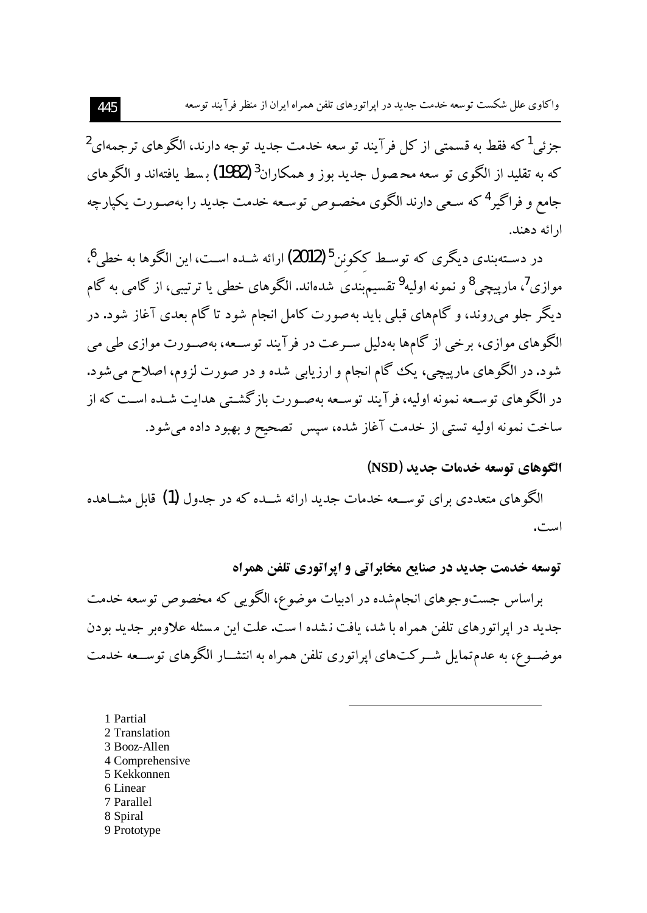جزئی[1] که فقط به قسمتی از کل فرآیند توسعه خدمت جدید توجه دارند، الگوهای ترجمه‌ای[2] که به تقلید از الگوی توسعه محصول جدید بوز و همکاران[3] (1982) بسط یافته‌اند و الگوهای جامع و فراگیر[4] که سعی دارند الگوی مخصوص توسعه خدمت جدید را به‌صورت یکپارچه ارائه دهند.

در دسته‌بندی دیگری که توسط ککونن[5] (2012) ارائه شده است، این الگوها به خطی[6]، موازی[7]، مارپیچی[8] و نمونه اولیه[9] تقسیم‌بندی شده‌اند. الگوهای خطی یا ترتیبی، از گامی به گام دیگر جلو می‌روند، و گام‌های قبلی باید به‌صورت کامل انجام شود تا گام بعدی آغاز شود. در الگوهای موازی، برخی از گام‌ها به‌دلیل سرعت در فرآیند توسعه، به‌صورت موازی طی می شود. در الگوهای مارپیچی، یک گام انجام و ارزیابی شده و در صورت لزوم، اصلاح می‌شود. در الگوهای توسعه نمونه اولیه، فرآیند توسعه به‌صورت بازگشتی هدایت شده است که از ساخت نمونه اولیه تستی از خدمت آغاز شده، سپس تصحیح و بهبود داده می‌شود.

### الگوهای توسعه خدمات جدید (NSD)

الگوهای متعددی برای توسعه خدمات جدید ارائه شده که در جدول (1) قابل مشاهده است.

### توسعه خدمت جدید در صنایع مخابراتی و اپراتوری تلفن همراه

براساس جست‌وجوهای انجام‌شده در ادبیات موضوع، الگویی که مخصوص توسعه خدمت جدید در اپراتورهای تلفن همراه با شد، یافت نشده است. علت این مسئله علاوه‌بر جدید بودن موضوع، به عدم‌تمایل شرکت‌های اپراتوری تلفن همراه به انتشار الگوهای توسعه خدمت

---

1 Partial
2 Translation
3 Booz-Allen
4 Comprehensive
5 Kekkonnen
6 Linear
7 Parallel
8 Spiral
9 Prototype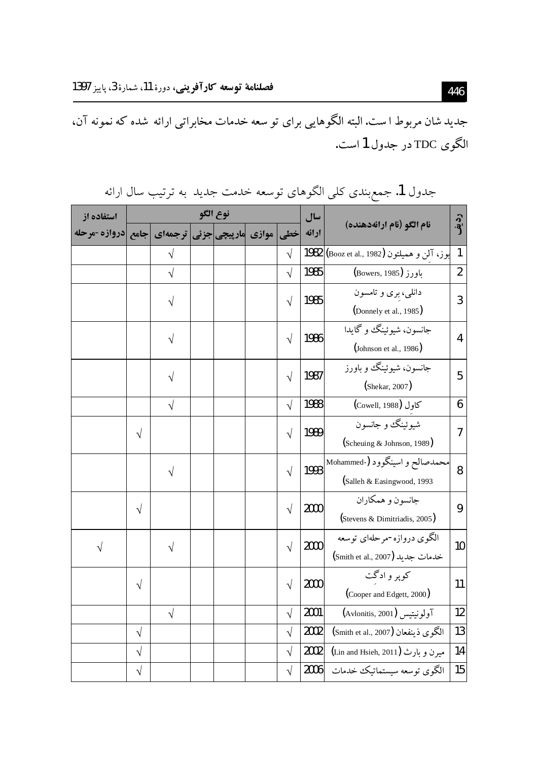جدید شان مربوط است. البته الگوهایی برای توسعه خدمات مخابراتی ارائه شده که نمونه آن، الگوی TDC در جدول 1 است.

جدول 1. جمع‌بندی کلی الگوهای توسعه خدمت جدید به ترتیب سال ارائه

| ردیف | نام الگو (نام ارائه‌دهنده) | سال ارائه | نوع الگو | | | | | | استفاده از |
|---|---|---|---|---|---|---|---|---|---|
| | | | خطی | موازی | مارپیچی | جزئی | ترجمه‌ای | جامع | دروازه-مرحله |
| 1 | بوز، آلن و همیلتون (Booz et al., 1982) | 1982 | √ | | | | √ | | |
| 2 | باورز (Bowers, 1985) | 1985 | √ | | | | √ | | |
| 3 | دانلی، بری و تامسون (Donnely et al., 1985) | 1985 | √ | | | | √ | | |
| 4 | جانسون، شیوئینگ و گایدا (Johnson et al., 1986) | 1986 | √ | | | | √ | | |
| 5 | جانسون، شیوئینگ و باورز (Shekar, 2007) | 1987 | √ | | | | √ | | |
| 6 | کاول (Cowell, 1988) | 1988 | √ | | | | √ | | |
| 7 | شیوئینگ و جانسون (Scheuing & Johnson, 1989) | 1989 | √ | | | | | √ | |
| 8 | محمدصالح و اسینگوود (Mohammed-Salleh & Easingwood, 1993) | 1993 | √ | | | | √ | | |
| 9 | جانسون و همکاران (Stevens & Dimitriadis, 2005) | 2000 | √ | | | | | √ | |
| 10 | الگوی دروازه-مرحله‌ای توسعه خدمات جدید (Smith et al., 2007) | 2000 | √ | | | | √ | | √ |
| 11 | کوپر و ادگت (Cooper and Edgett, 2000) | 2000 | √ | | | | | √ | |
| 12 | آولونیتیس (Avlonitis, 2001) | 2001 | √ | | | | √ | | |
| 13 | الگوی ذینفعان (Smith et al., 2007) | 2002 | √ | | | | | √ | |
| 14 | میرن و بارث (Lin and Hsieh, 2011) | 2002 | √ | | | | | √ | |
| 15 | الگوی توسعه سیستماتیک خدمات | 2006 | √ | | | | | √ | |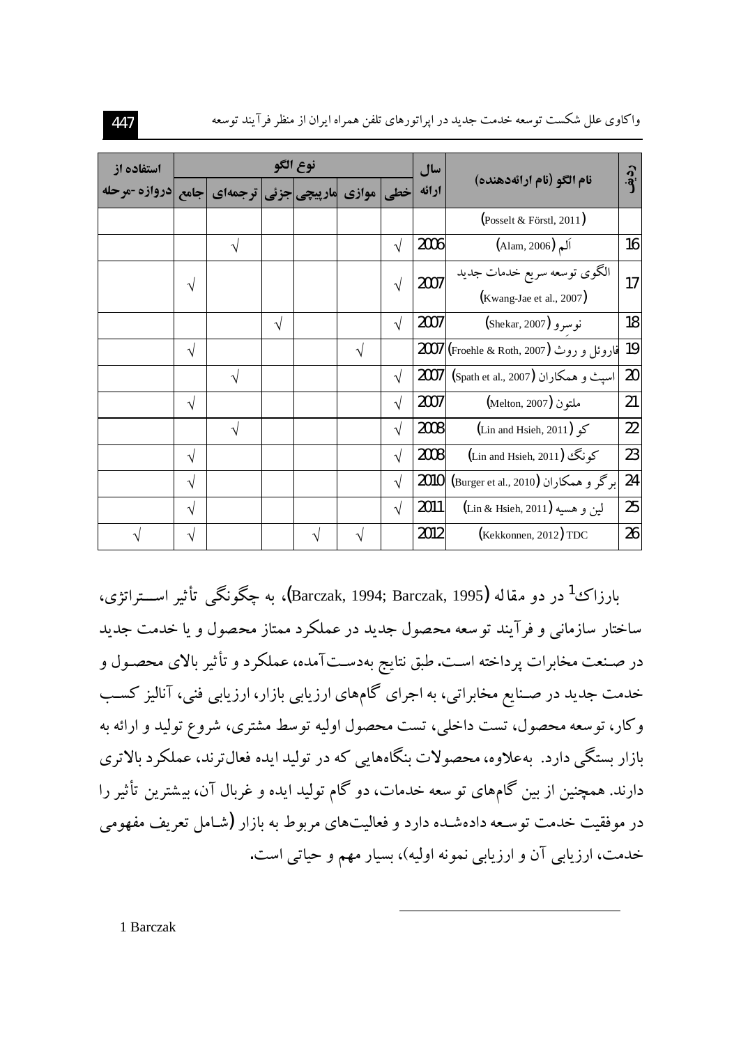| ردیف | نام الگو (نام ارائه‌دهنده) | سال ارائه | نوع الگو | | | | | | | استفاده از |
|---|---|---|---|---|---|---|---|---|---|---|
| | | | خطی | موازی | مارپیچی | جزئی | ترجمه‌ای | جامع | | دروازه -مرحله |
| | (Posselt & Förstl, 2011) | | | | | | | | | |
| 16 | اَلم (Alam, 2006) | 2006 | √ | | | | √ | | | |
| 17 | الگوی توسعه سریع خدمات جدید (Kwang-Jae et al., 2007) | 2007 | √ | | | | | √ | | |
| 18 | نوسرو (Shekar, 2007) | 2007 | √ | | | √ | | | | |
| 19 | فاروئل و روث (Froehle & Roth, 2007) | 2007 | | √ | | | | √ | | |
| 20 | اسپث و همکاران (Spath et al., 2007) | 2007 | √ | | | | √ | | | |
| 21 | ملتون (Melton, 2007) | 2007 | √ | | | | | √ | | |
| 22 | کو (Lin and Hsieh, 2011) | 2008 | √ | | | | √ | | | |
| 23 | کونگ (Lin and Hsieh, 2011) | 2008 | √ | | | | | √ | | |
| 24 | برگر و همکاران (Burger et al., 2010) | 2010 | √ | | | | | √ | | |
| 25 | لین و هسیه (Lin & Hsieh, 2011) | 2011 | √ | | | | | √ | | |
| 26 | TDC (Kekkonen, 2012) | 2012 | | √ | √ | | | √ | | √ |

بارزاک[1] در دو مقاله (Barczak, 1994; Barczak, 1995)، به چگونگی تأثیر استراتژی، ساختار سازمانی و فرآیند توسعه محصول جدید در عملکرد ممتاز محصول و یا خدمت جدید در صنعت مخابرات پرداخته است. طبق نتایج به‌دست‌آمده، عملکرد و تأثیر بالای محصول و خدمت جدید در صنایع مخابراتی، به اجرای گام‌های ارزیابی بازار، ارزیابی فنی، آنالیز کسب و کار، توسعه محصول، تست داخلی، تست محصول اولیه توسط مشتری، شروع تولید و ارائه به بازار بستگی دارد. به‌علاوه، محصولات بنگاه‌هایی که در تولید ایده فعال‌ترند، عملکرد بالاتری دارند. همچنین از بین گام‌های توسعه خدمات، دو گام تولید ایده و غربال آن، بیشترین تأثیر را در موفقیت خدمت توسعه داده‌شده دارد و فعالیت‌های مربوط به بازار (شامل تعریف مفهومی خدمت، ارزیابی آن و ارزیابی نمونه اولیه)، بسیار مهم و حیاتی است.

---

1 Barczak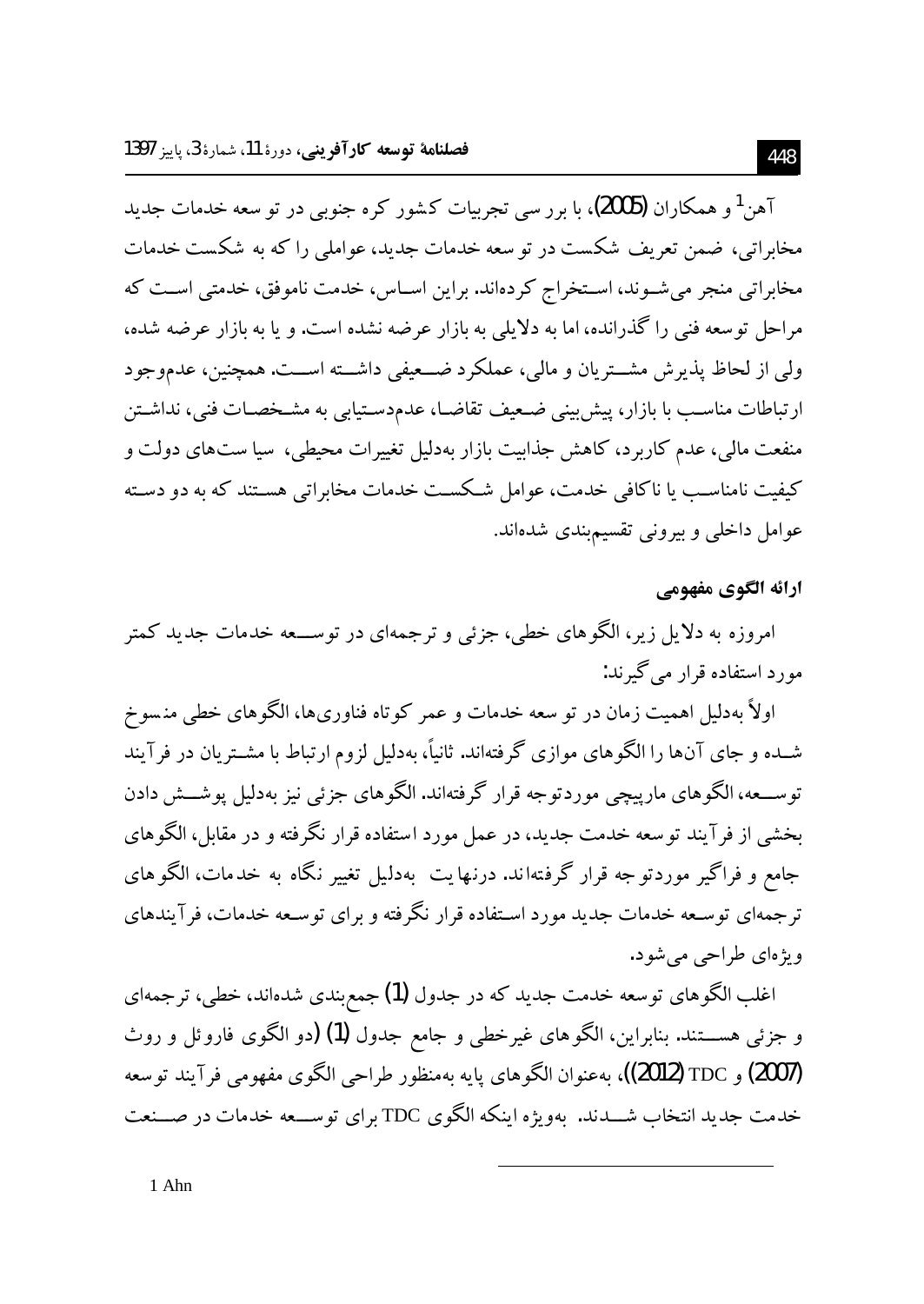آهن[1] و همکاران (2005)، با بررسی تجربیات کشور کره جنوبی در توسعه خدمات جدید مخابراتی، ضمن تعریف شکست در توسعه خدمات جدید، عواملی را که به شکست خدمات مخابراتی منجر می‌شوند، استخراج کرده‌اند. براین اساس، خدمت ناموفق، خدمتی است که مراحل توسعه فنی را گذرانده، اما به دلایلی به بازار عرضه نشده است. و یا به بازار عرضه شده، ولی از لحاظ پذیرش مشتریان و مالی، عملکرد ضعیفی داشته است. همچنین، عدم‌وجود ارتباطات مناسب با بازار، پیش‌بینی ضعیف تقاضا، عدم‌دستیابی به مشخصات فنی، نداشتن منفعت مالی، عدم کاربرد، کاهش جذابیت بازار به‌دلیل تغییرات محیطی، سیاست‌های دولت و کیفیت نامناسب یا ناکافی خدمت، عوامل شکست خدمات مخابراتی هستند که به دو دسته عوامل داخلی و بیرونی تقسیم‌بندی شده‌اند.

### ارائه الگوی مفهومی

امروزه به دلایل زیر، الگوهای خطی، جزئی و ترجمه‌ای در توسعه خدمات جدید کمتر مورد استفاده قرار می‌گیرند:

اولاً به‌دلیل اهمیت زمان در توسعه خدمات و عمر کوتاه فناوری‌ها، الگوهای خطی منسوخ شده و جای آن‌ها را الگوهای موازی گرفته‌اند. ثانیاً، به‌دلیل لزوم ارتباط با مشتریان در فرآیند توسعه، الگوهای مارپیچی موردتوجه قرار گرفته‌اند. الگوهای جزئی نیز به‌دلیل پوشش دادن بخشی از فرآیند توسعه خدمت جدید، در عمل مورد استفاده قرار نگرفته و در مقابل، الگوهای جامع و فراگیر موردتوجه قرار گرفته‌اند. درنهایت به‌دلیل تغییر نگاه به خدمات، الگوهای ترجمه‌ای توسعه خدمات جدید مورد استفاده قرار نگرفته و برای توسعه خدمات، فرآیندهای ویژه‌ای طراحی می‌شود.

اغلب الگوهای توسعه خدمت جدید که در جدول (1) جمع‌بندی شده‌اند، خطی، ترجمه‌ای و جزئی هستند. بنابراین، الگوهای غیرخطی و جامع جدول (1) (دو الگوی فاروئل و روث (2007) و TDC (2012))، به‌عنوان الگوهای پایه به‌منظور طراحی الگوی مفهومی فرآیند توسعه خدمت جدید انتخاب شدند. به‌ویژه اینکه الگوی TDC برای توسعه خدمات در صنعت

---

1 Ahn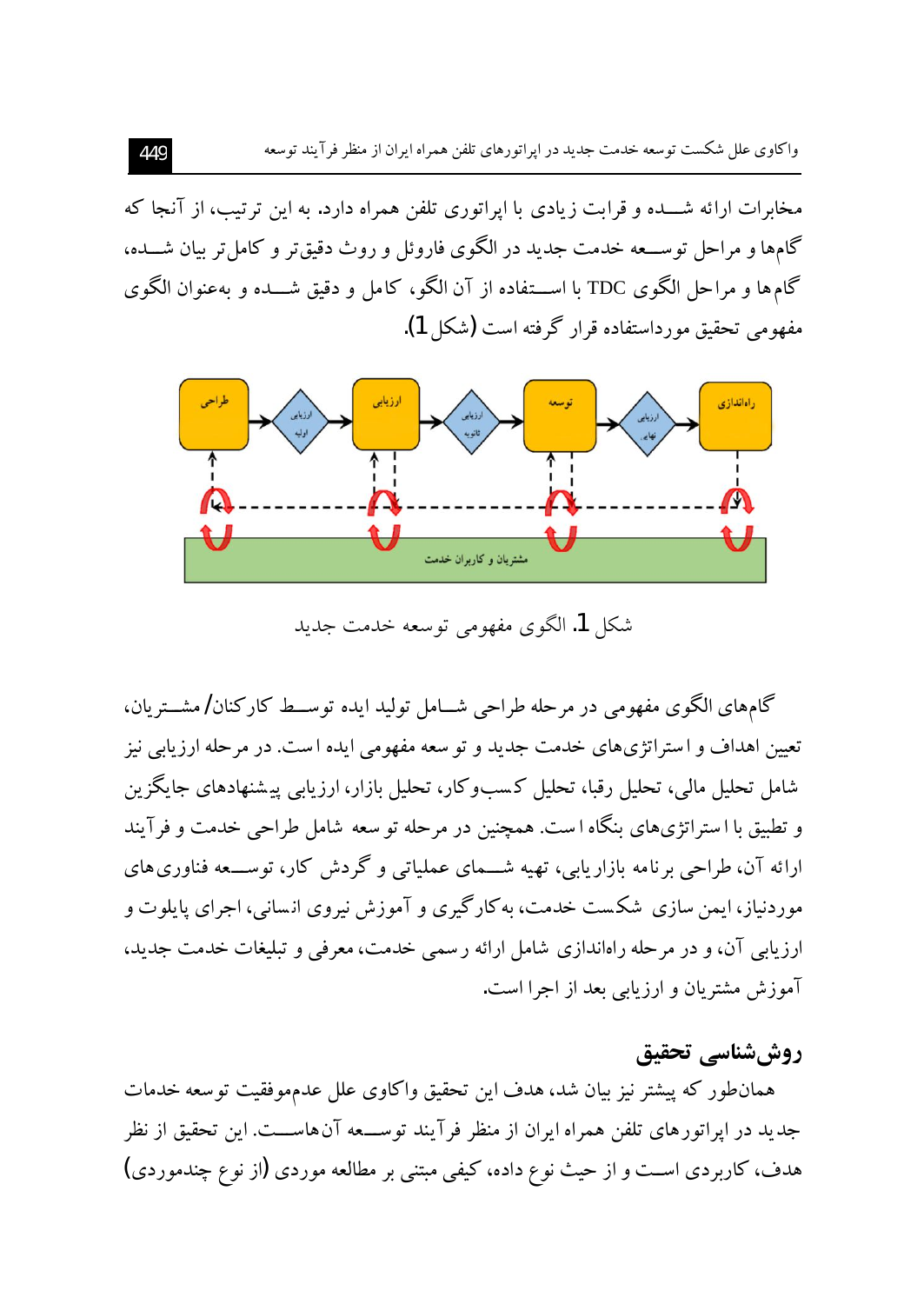مخابرات ارائه شـــده و قرابت زیادی با اپراتوری تلفن همراه دارد. به این ترتیب، از آنجا که گام‌ها و مراحل توســـعه خدمت جدید در الگوی فاروئل و روث دقیق‌تر و کامل‌تر بیان شـــده، گام‌ها و مراحل الگوی TDC با اســـتفاده از آن الگو، کامل و دقیق شـــده و به‌عنوان الگوی مفهومی تحقیق مورداستفاده قرار گرفته است (شکل 1).

شکل 1. الگوی مفهومی توسعه خدمت جدید

گام‌های الگوی مفهومی در مرحله طراحی شـــامل تولید ایده توســـط کارکنان/ مشـــتریان، تعیین اهداف و استراتژی‌های خدمت جدید و توسعه مفهومی ایده است. در مرحله ارزیابی نیز شامل تحلیل مالی، تحلیل رقبا، تحلیل کسب‌وکار، تحلیل بازار، ارزیابی پیشنهادهای جایگزین و تطبیق با استراتژی‌های بنگاه است. همچنین در مرحله توسعه شامل طراحی خدمت و فرآیند ارائه آن، طراحی برنامه بازاریابی، تهیه شـــمای عملیاتی و گردش کار، توســـعه فناوری‌های موردنیاز، ایمن سازی شکست خدمت، به‌کارگیری و آموزش نیروی انسانی، اجرای پایلوت و ارزیابی آن، و در مرحله راه‌اندازی شامل ارائه رسمی خدمت، معرفی و تبلیغات خدمت جدید، آموزش مشتریان و ارزیابی بعد از اجرا است.

## روش‌شناسی تحقیق

همان‌طور که پیشتر نیز بیان شد، هدف این تحقیق واکاوی علل عدم‌موفقیت توسعه خدمات جدید در اپراتورهای تلفن همراه ایران از منظر فرآیند توســـعه آن‌هاســـت. این تحقیق از نظر هدف، کاربردی اســـت و از حیث نوع داده، کیفی مبتنی بر مطالعه موردی (از نوع چندموردی)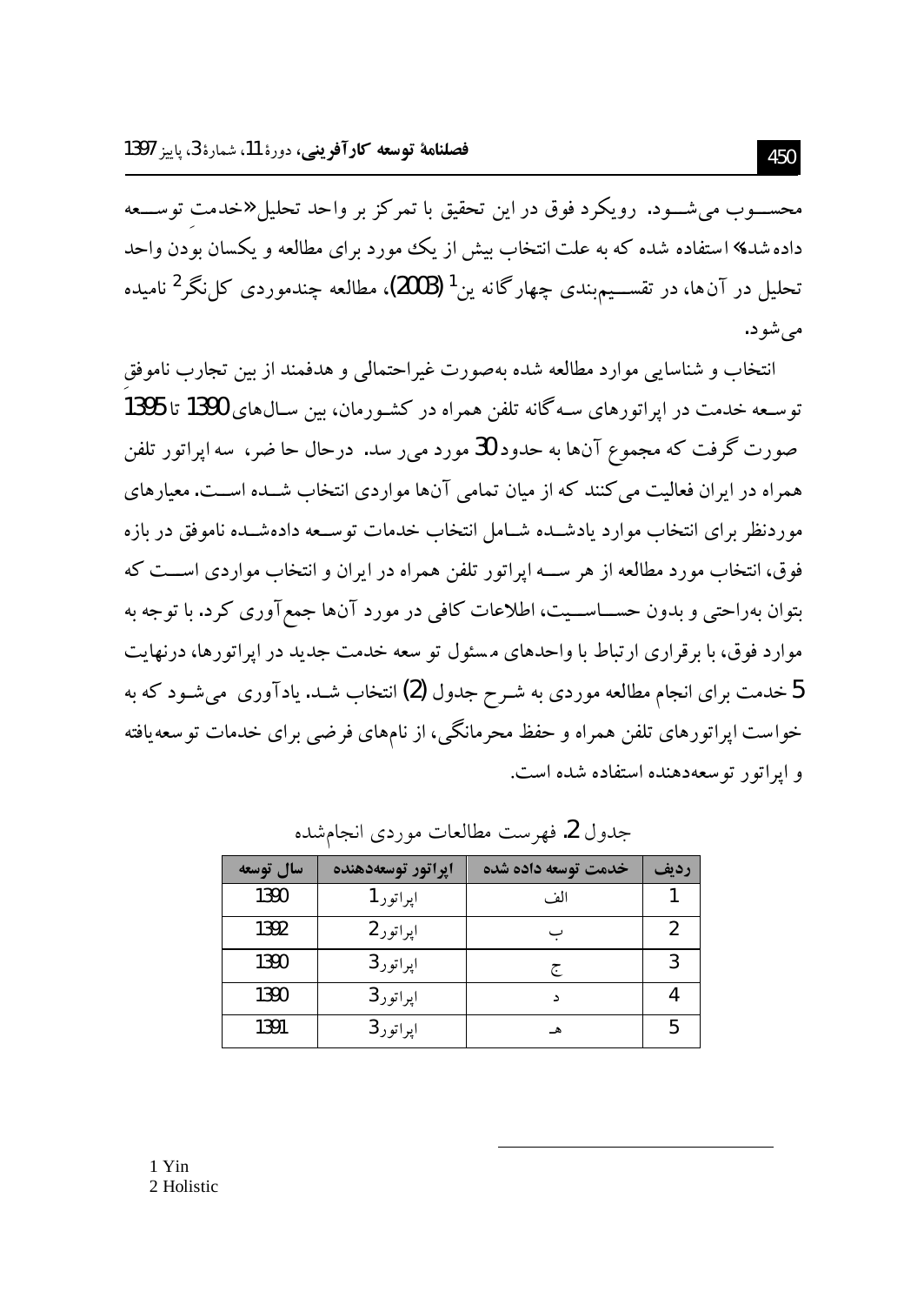محســـوب می‌شـــود. رویکرد فوق در این تحقیق با تمرکز بر واحد تحلیل «خدمتِ توســـعه داده شده» استفاده شده که به علت انتخاب بیش از یک مورد برای مطالعه و یکسان بودن واحد تحلیل در آن‌ها، در تقســـیم‌بندی چهارگانه ین[1] (2003)، مطالعه چندموردی کل‌نگر[2] نامیده می‌شود.

انتخاب و شناسایی موارد مطالعه شده به‌صورت غیراحتمالی و هدفمند از بین تجارب ناموفقِ توسـعه خدمت در اپراتورهای سـه‌گانه تلفن همراه در کشـورمان، بین سـال‌های 1390 تا 1395 صورت گرفت که مجموع آن‌ها به حدود 30 مورد می‌رسد. درحال حاضر، سه اپراتور تلفن همراه در ایران فعالیت می‌کنند که از میان تمامی آن‌ها مواردی انتخاب شـــده اســـت. معیارهای موردنظر برای انتخاب موارد یادشـــده شـــامل انتخاب خدمات توســـعه داده‌شـــده ناموفق در بازه فوق، انتخاب مورد مطالعه از هر ســـه اپراتور تلفن همراه در ایران و انتخاب مواردی اســـت که بتوان به‌راحتی و بدون حســـاســـیت، اطلاعات کافی در مورد آن‌ها جمع‌آوری کرد. با توجه به موارد فوق، با برقراری ارتباط با واحدهای مسئول توسعه خدمت جدید در اپراتورها، درنهایت 5 خدمت برای انجام مطالعه موردی به شـرح جدول (2) انتخاب شـد. یادآوری می‌شـود که به خواست اپراتورهای تلفن همراه و حفظ محرمانگی، از نام‌های فرضی برای خدمات توسعه‌یافته و اپراتور توسعه‌دهنده استفاده شده است.

جدول 2. فهرست مطالعات موردی انجام‌شده

| ردیف | خدمت توسعه داده شده | اپراتور توسعه‌دهنده | سال توسعه |
|---|---|---|---|
| 1 | الف | اپراتور1 | 1390 |
| 2 | ب | اپراتور2 | 1392 |
| 3 | ج | اپراتور3 | 1390 |
| 4 | د | اپراتور3 | 1390 |
| 5 | هـ | اپراتور3 | 1391 |

---

1 Yin
2 Holistic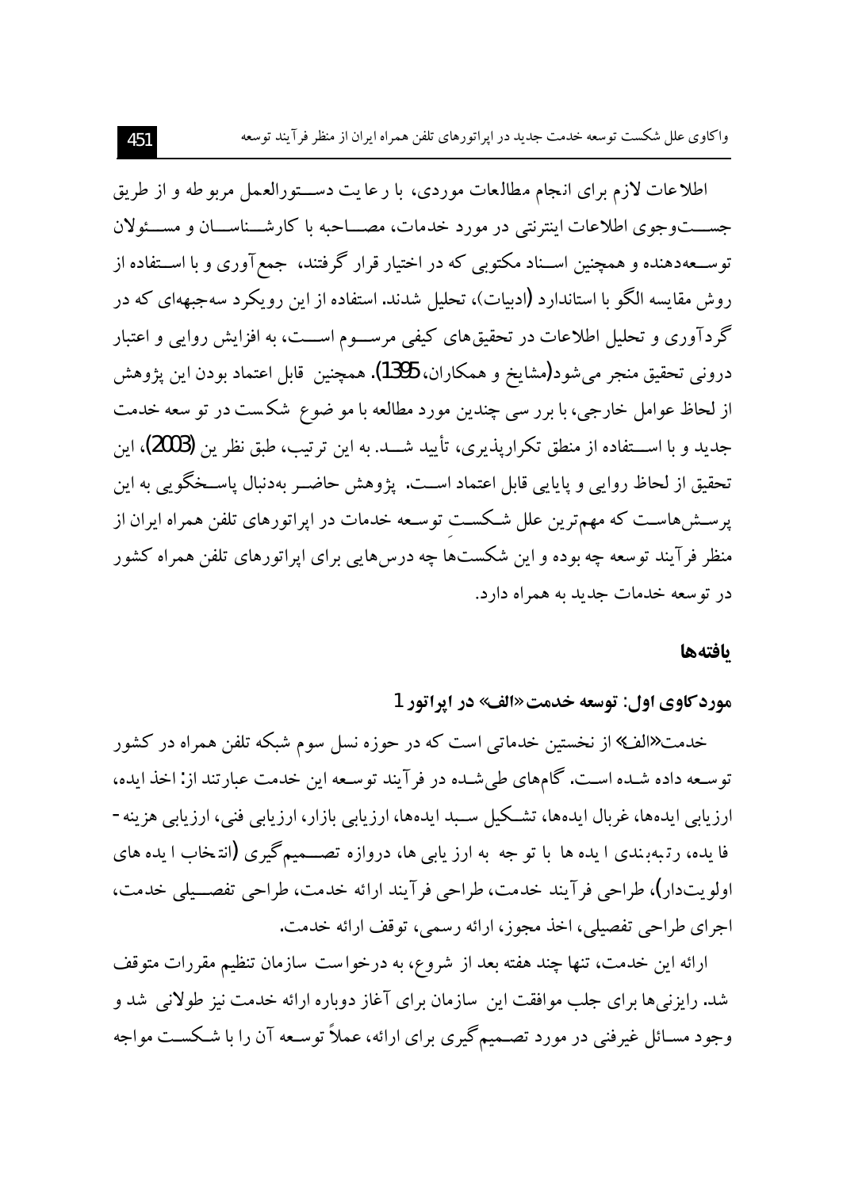اطلاعات لازم برای انجام مطالعات موردی، با رعایت دستورالعمل مربوطه و از طریق جستوجوی اطلاعات اینترنتی در مورد خدمات، مصاحبه با کارشناسان و مسئولان توسعهدهنده و همچنین اسناد مکتوبی که در اختیار قرار گرفتند، جمعآوری و با استفاده از روش مقایسه الگو با استاندارد (ادبیات)، تحلیل شدند. استفاده از این رویکرد سهجبهه‌ای که در گردآوری و تحلیل اطلاعات در تحقیق‌های کیفی مرسوم است، به افزایش روایی و اعتبار درونی تحقیق منجر می‌شود(مشایخ و همکاران، 1395). همچنین قابل اعتماد بودن این پژوهش از لحاظ عوامل خارجی، با بررسی چندین مورد مطالعه با موضوع شکست در توسعه خدمت جدید و با استفاده از منطق تکرارپذیری، تأیید شد. به این ترتیب، طبق نظر ین (2003)، این تحقیق از لحاظ روایی و پایایی قابل اعتماد است. پژوهش حاضر بهدنبال پاسخگویی به این پرسش‌هاست که مهم‌ترین علل شکست توسعه خدمات در اپراتورهای تلفن همراه ایران از منظر فرآیند توسعه چه بوده و این شکست‌ها چه درس‌هایی برای اپراتورهای تلفن همراه کشور در توسعه خدمات جدید به همراه دارد.

## یافته‌ها

### موردکاوی اول: توسعه خدمت «الف» در اپراتور 1

خدمت «الف» از نخستین خدماتی است که در حوزه نسل سوم شبکه تلفن همراه در کشور توسعه داده شده است. گام‌های طی‌شده در فرآیند توسعه این خدمت عبارتند از: اخذ ایده، ارزیابی ایده‌ها، غربال ایده‌ها، تشکیل سبد ایده‌ها، ارزیابی بازار، ارزیابی فنی، ارزیابی هزینه-فایده، رتبه‌بندی ایده‌ها با توجه به ارزیابی‌ها، دروازه تصمیم‌گیری (انتخاب ایده‌های اولویت‌دار)، طراحی فرآیند خدمت، طراحی فرآیند ارائه خدمت، طراحی تفصیلی خدمت، اجرای طراحی تفصیلی، اخذ مجوز، ارائه رسمی، توقف ارائه خدمت.

ارائه این خدمت، تنها چند هفته بعد از شروع، به درخواست سازمان تنظیم مقررات متوقف شد. رایزنی‌ها برای جلب موافقت این سازمان برای آغاز دوباره ارائه خدمت نیز طولانی شد و وجود مسائل غیرفنی در مورد تصمیم‌گیری برای ارائه، عملاً توسعه آن را با شکست مواجه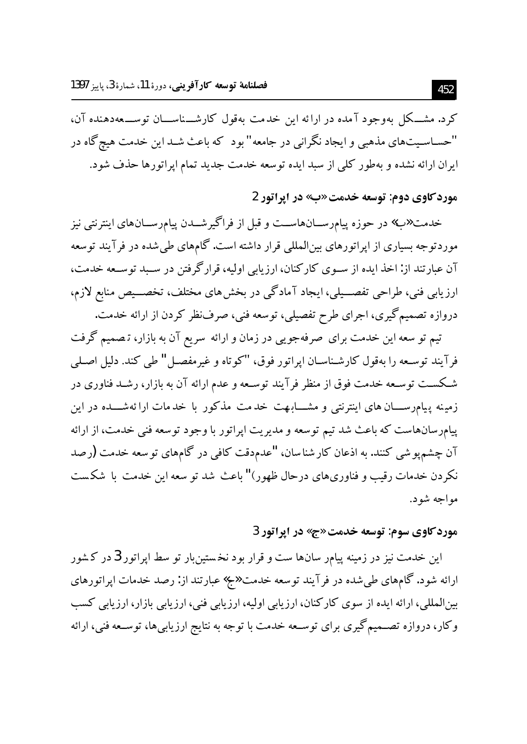کرد. مشکل به‌وجود آمده در ارائه این خدمت به‌قول کارشناسان توسعه‌دهنده آن، "حساسیت‌های مذهبی و ایجاد نگرانی در جامعه" بود که باعث شد این خدمت هیچ‌گاه در ایران ارائه نشده و به‌طور کلی از سبد ایده توسعه خدمت جدید تمام اپراتورها حذف شود.

### موردکاوی دوم: توسعه خدمت «ب» در اپراتور 2

خدمت «ب» در حوزه پیام‌رسان‌هاست و قبل از فراگیرشدن پیام‌رسان‌های اینترنتی نیز موردتوجه بسیاری از اپراتورهای بین‌المللی قرار داشته است. گام‌های طی‌شده در فرآیند توسعه آن عبارتند از: اخذ ایده از سوی کارکنان، ارزیابی اولیه، قرارگرفتن در سبد توسعه خدمت، ارزیابی فنی، طراحی تفصیلی، ایجاد آمادگی در بخش‌های مختلف، تخصیص منابع لازم، دروازه تصمیم‌گیری، اجرای طرح تفصیلی، توسعه فنی، صرف‌نظر کردن از ارائه خدمت.

تیم توسعه این خدمت برای صرفه‌جویی در زمان و ارائه سریع آن به بازار، تصمیم گرفت فرآیند توسعه را به‌قول کارشناسان اپراتور فوق، "کوتاه و غیرمفصل" طی کند. دلیل اصلی شکست توسعه خدمت فوق از منظر فرآیند توسعه و عدم ارائه آن به بازار، رشد فناوری در زمینه پیام‌رسان‌های اینترنتی و مشابهت خدمت مذکور با خدمات ارائه‌شده در این پیام‌رسان‌هاست که باعث شد تیم توسعه و مدیریت اپراتور با وجود توسعه فنی خدمت، از ارائه آن چشم‌پوشی کنند. به اذعان کارشناسان، "عدم‌دقت کافی در گام‌های توسعه خدمت (رصد نکردن خدمات رقیب و فناوری‌های درحال ظهور)" باعث شد توسعه این خدمت با شکست مواجه شود.

### موردکاوی سوم: توسعه خدمت «ج» در اپراتور 3

این خدمت نیز در زمینه پیام‌رسان‌هاست و قرار بود نخستین‌بار توسط اپراتور 3 در کشور ارائه شود. گام‌های طی‌شده در فرآیند توسعه خدمت «ج» عبارتند از: رصد خدمات اپراتورهای بین‌المللی، ارائه ایده از سوی کارکنان، ارزیابی اولیه، ارزیابی فنی، ارزیابی بازار، ارزیابی کسب و کار، دروازه تصمیم‌گیری برای توسعه خدمت با توجه به نتایج ارزیابی‌ها، توسعه فنی، ارائه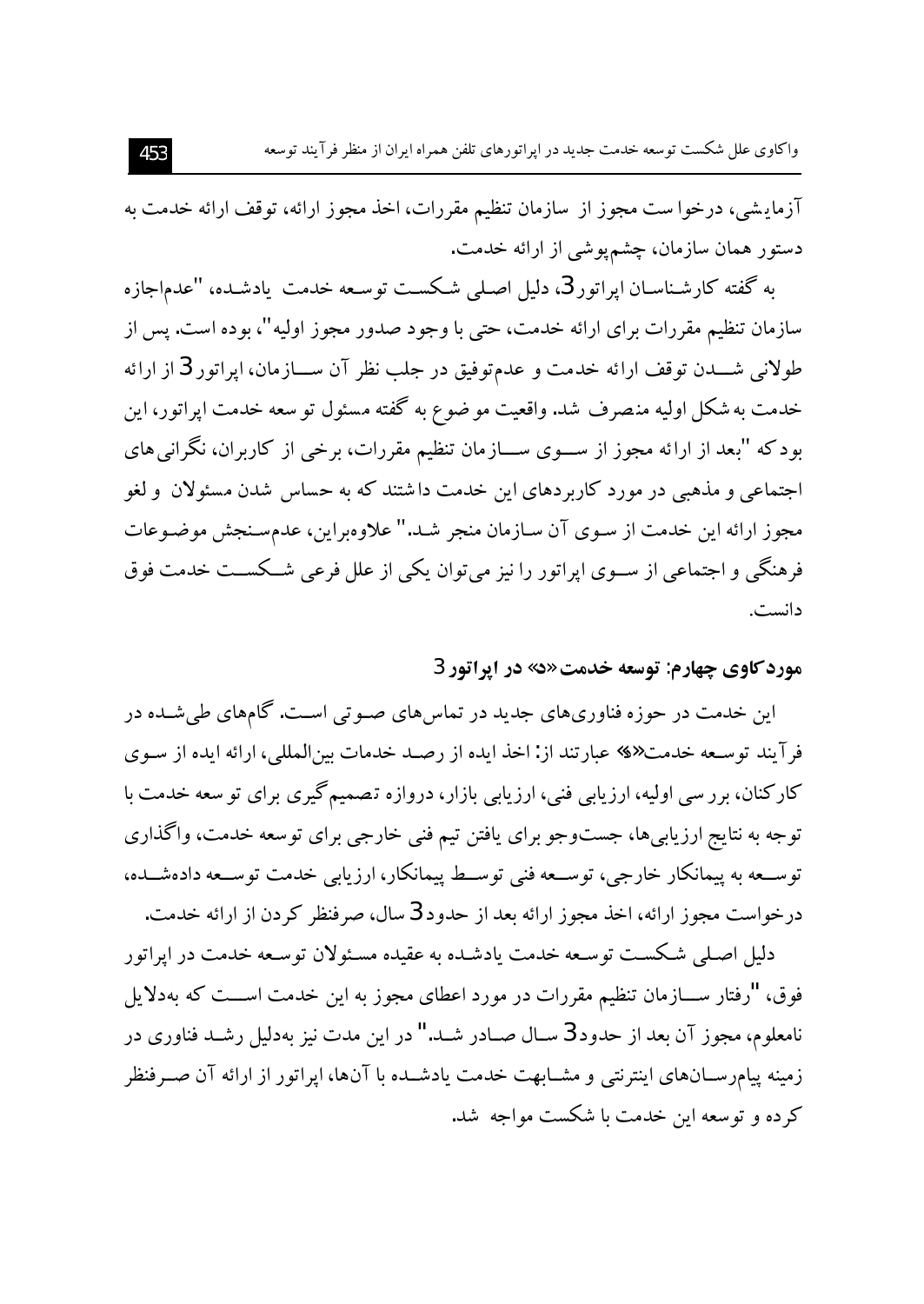آزمایشی، درخواست مجوز از سازمان تنظیم مقررات، اخذ مجوز ارائه، توقف ارائه خدمت به دستور همان سازمان، چشم‌پوشی از ارائه خدمت.

به گفته کارشناسان اپراتور3، دلیل اصلی شکست توسعه خدمت یادشده، "عدم‌اجازه سازمان تنظیم مقررات برای ارائه خدمت، حتی با وجود صدور مجوز اولیه"، بوده است. پس از طولانی شدن توقف ارائه خدمت و عدم‌توفیق در جلب نظر آن سازمان، اپراتور3 از ارائه خدمت به شکل اولیه منصرف شد. واقعیت موضوع به گفته مسئول توسعه خدمت اپراتور، این بود که "بعد از ارائه مجوز از سوی سازمان تنظیم مقررات، برخی از کاربران، نگرانی‌های اجتماعی و مذهبی در مورد کاربردهای این خدمت داشتند که به حساس شدن مسئولان و لغو مجوز ارائه این خدمت از سوی آن سازمان منجر شد." علاوه‌براین، عدم‌سنجش موضوعات فرهنگی و اجتماعی از سوی اپراتور را نیز می‌توان یکی از علل فرعی شکست خدمت فوق دانست.

### موردکاوی چهارم: توسعه خدمت «د» در اپراتور3

این خدمت در حوزه فناوری‌های جدید در تماس‌های صوتی است. گام‌های طی‌شده در فرآیند توسعه خدمت«د» عبارتند از: اخذ ایده از رصد خدمات بین‌المللی، ارائه ایده از سوی کارکنان، بررسی اولیه، ارزیابی فنی، ارزیابی بازار، دروازه تصمیم‌گیری برای توسعه خدمت با توجه به نتایج ارزیابی‌ها، جست‌وجو برای یافتن تیم فنی خارجی برای توسعه خدمت، واگذاری توسعه به پیمانکار خارجی، توسعه فنی توسط پیمانکار، ارزیابی خدمت توسعه داده‌شده، درخواست مجوز ارائه، اخذ مجوز ارائه بعد از حدود3 سال، صرفنظر کردن از ارائه خدمت.

دلیل اصلی شکست توسعه خدمت یادشده به عقیده مسئولان توسعه خدمت در اپراتور فوق، "رفتار سازمان تنظیم مقررات در مورد اعطای مجوز به این خدمت است که به‌دلایل نامعلوم، مجوز آن بعد از حدود3 سال صادر شد." در این مدت نیز به‌دلیل رشد فناوری در زمینه پیام‌رسان‌های اینترنتی و مشابهت خدمت یادشده با آن‌ها، اپراتور از ارائه آن صرفنظر کرده و توسعه این خدمت با شکست مواجه شد.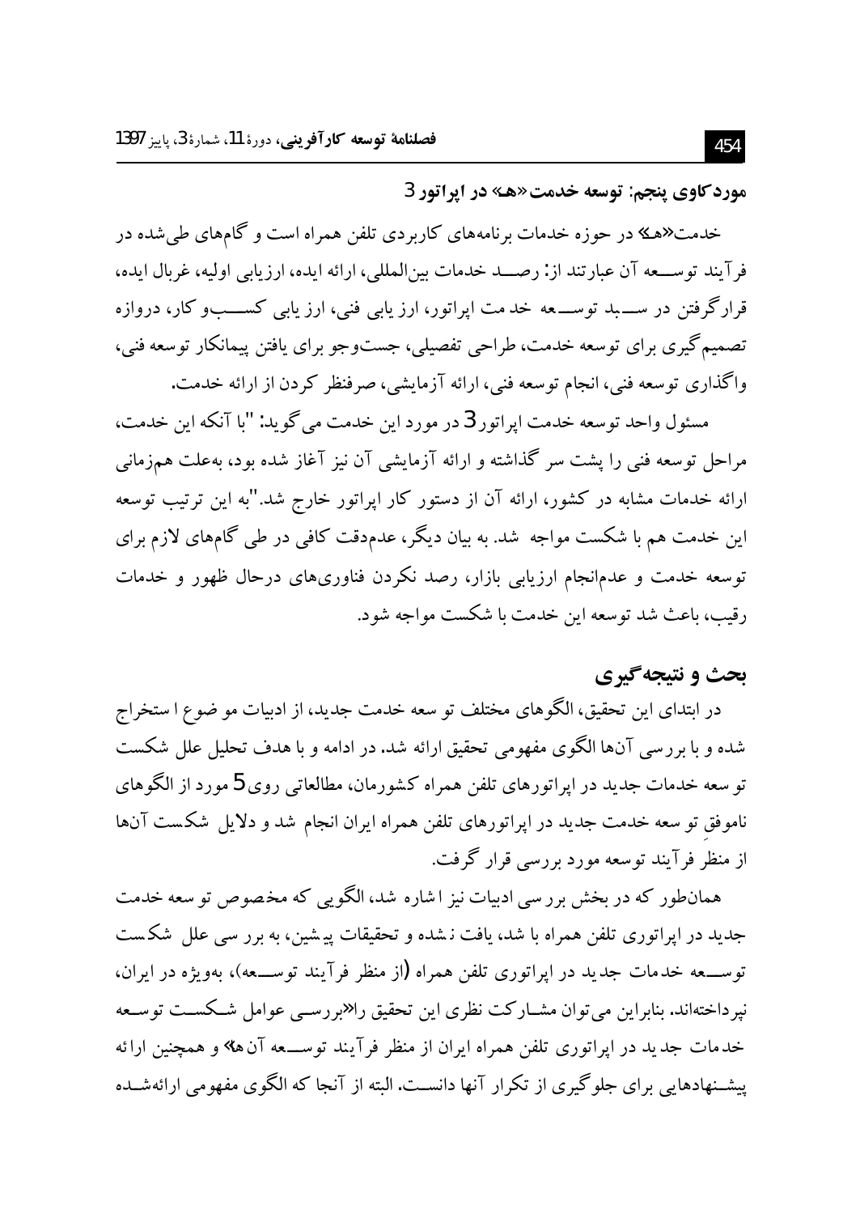**موردکاوی پنجم: توسعه خدمت «هـ» در اپراتور 3**

خدمت «هـ» در حوزه خدمات برنامه‌های کاربردی تلفن همراه است و گام‌های طی‌شده در فرآیند توسعه آن عبارتند از: رصد خدمات بین‌المللی، ارائه ایده، ارزیابی اولیه، غربال ایده، قرارگرفتن در سبد توسعه خدمت اپراتور، ارزیابی فنی، ارزیابی کسب‌و کار، دروازه تصمیم‌گیری برای توسعه خدمت، طراحی تفصیلی، جست‌وجو برای یافتن پیمانکار توسعه فنی، واگذاری توسعه فنی، انجام توسعه فنی، ارائه آزمایشی، صرف‌نظر کردن از ارائه خدمت.

مسئول واحد توسعه خدمت اپراتور 3 در مورد این خدمت می‌گوید: "با آنکه این خدمت، مراحل توسعه فنی را پشت سر گذاشته و ارائه آزمایشی آن نیز آغاز شده بود، به‌علت هم‌زمانی ارائه خدمات مشابه در کشور، ارائه آن از دستور کار اپراتور خارج شد." به این ترتیب توسعه این خدمت هم با شکست مواجه شد. به بیان دیگر، عدم‌دقت کافی در طی گام‌های لازم برای توسعه خدمت و عدم‌انجام ارزیابی بازار، رصد نکردن فناوری‌های درحال ظهور و خدمات رقیب، باعث شد توسعه این خدمت با شکست مواجه شود.

## بحث و نتیجه‌گیری

در ابتدای این تحقیق، الگوهای مختلف توسعه خدمت جدید، از ادبیات موضوع استخراج شده و با بررسی آن‌ها الگوی مفهومی تحقیق ارائه شد. در ادامه و با هدف تحلیل علل شکست توسعه خدمات جدید در اپراتورهای تلفن همراه کشورمان، مطالعاتی روی 5 مورد از الگوهای ناموفق توسعه خدمت جدید در اپراتورهای تلفن همراه ایران انجام شد و دلایل شکست آن‌ها از منظر فرآیند توسعه مورد بررسی قرار گرفت.

همان‌طور که در بخش بررسی ادبیات نیز اشاره شد، الگویی که مخصوص توسعه خدمت جدید در اپراتوری تلفن همراه باشد، یافت نشده و تحقیقات پیشین، به بررسی علل شکست توسعه خدمات جدید در اپراتوری تلفن همراه (از منظر فرآیند توسعه)، به‌ویژه در ایران، نپرداخته‌اند. بنابراین می‌توان مشارکت نظری این تحقیق را «بررسی عوامل شکست توسعه خدمات جدید در اپراتوری تلفن همراه ایران از منظر فرآیند توسعه آن‌ها» و همچنین ارائه پیشنهادهایی برای جلوگیری از تکرار آنها دانست. البته از آنجا که الگوی مفهومی ارائه‌شده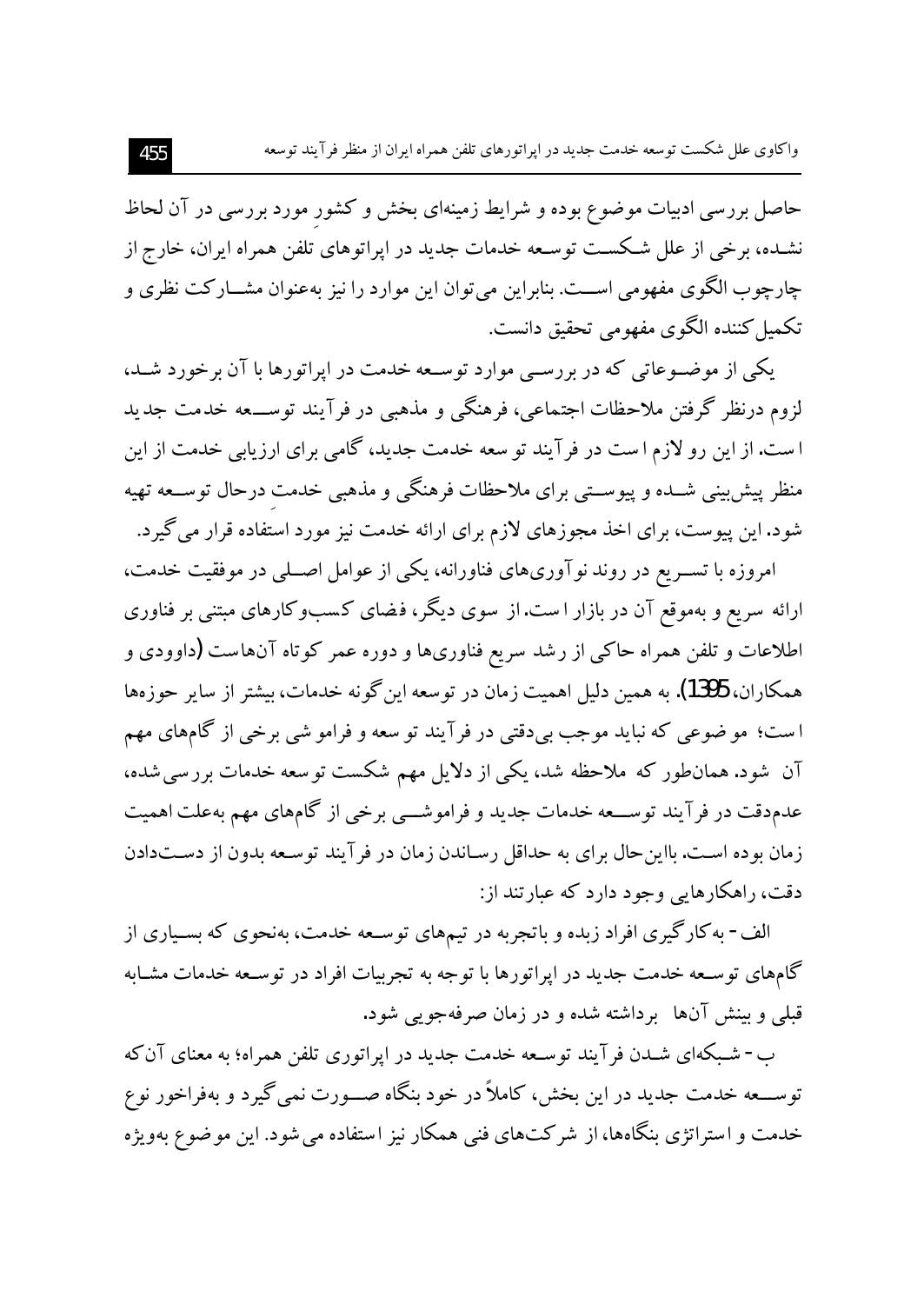حاصل بررسی ادبیات موضوع بوده و شرایط زمینه‌ای بخش و کشورِ مورد بررسی در آن لحاظ نشده، برخی از علل شکست توسعه خدمات جدید در اپراتوهای تلفن همراه ایران، خارج از چارچوب الگوی مفهومی است. بنابراین می‌توان این موارد را نیز به‌عنوان مشارکت نظری و تکمیل‌کننده الگوی مفهومی تحقیق دانست.

یکی از موضوعاتی که در بررسی موارد توسعه خدمت در اپراتورها با آن برخورد شد، لزوم درنظر گرفتن ملاحظات اجتماعی، فرهنگی و مذهبی در فرآیند توسعه خدمت جدید است. از این رو لازم است در فرآیند توسعه خدمت جدید، گامی برای ارزیابی خدمت از این منظر پیش‌بینی شده و پیوستی برای ملاحظات فرهنگی و مذهبی خدمتِ درحال توسعه تهیه شود. این پیوست، برای اخذ مجوزهای لازم برای ارائه خدمت نیز مورد استفاده قرار می‌گیرد.

امروزه با تسریع در روند نوآوری‌های فناورانه، یکی از عوامل اصلی در موفقیت خدمت، ارائه سریع و به‌موقع آن در بازار است. از سوی دیگر، فضای کسب‌وکارهای مبتنی بر فناوری اطلاعات و تلفن همراه حاکی از رشد سریع فناوری‌ها و دوره عمر کوتاه آن‌هاست (داوودی و همکاران، 1395). به همین دلیل اهمیت زمان در توسعه این‌گونه خدمات، بیشتر از سایر حوزه‌ها است؛ موضوعی که نباید موجب بی‌دقتی در فرآیند توسعه و فراموشی برخی از گام‌های مهم آن شود. همان‌طور که ملاحظه شد، یکی از دلایل مهم شکست توسعه خدمات بررسی‌شده، عدم‌دقت در فرآیند توسعه خدمات جدید و فراموشی برخی از گام‌های مهم به‌علت اهمیت زمان بوده است. بااین‌حال برای به حداقل رساندن زمان در فرآیند توسعه بدون از دست‌دادن دقت، راهکارهایی وجود دارد که عبارتند از:

الف- به‌کارگیری افراد زبده و باتجربه در تیم‌های توسعه خدمت، به‌نحوی که بسیاری از گام‌های توسعه خدمت جدید در اپراتورها با توجه به تجربیات افراد در توسعه خدمات مشابه قبلی و بینش آن‌ها برداشته شده و در زمان صرفه‌جویی شود.

ب- شبکه‌ای شدن فرآیند توسعه خدمت جدید در اپراتوری تلفن همراه؛ به معنای آن‌که توسعه خدمت جدید در این بخش، کاملاً در خود بنگاه صورت نمی‌گیرد و به‌فراخور نوع خدمت و استراتژی بنگاه‌ها، از شرکت‌های فنی همکار نیز استفاده می‌شود. این موضوع به‌ویژه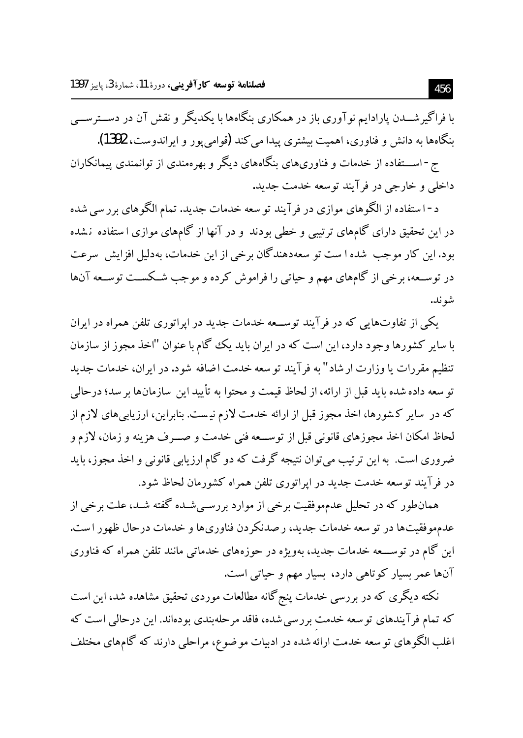با فراگیرشدن پارادایم نوآوری باز در همکاری بنگاه‌ها با یکدیگر و نقش آن در دسترسی بنگاه‌ها به دانش و فناوری، اهمیت بیشتری پیدا می‌کند (قوامی‌پور و ایراندوست، 1392).

ج- استفاده از خدمات و فناوری‌های بنگاه‌های دیگر و بهره‌مندی از توانمندی پیمانکاران داخلی و خارجی در فرآیند توسعه خدمت جدید.

د- استفاده از الگوهای موازی در فرآیند توسعه خدمات جدید. تمام الگوهای بررسی شده در این تحقیق دارای گام‌های ترتیبی و خطی بودند و در آنها از گام‌های موازی استفاده نشده بود. این کار موجب شده است توسعه‌دهندگان برخی از این خدمات، به‌دلیل افزایش سرعت در توسعه، برخی از گام‌های مهم و حیاتی را فراموش کرده و موجب شکست توسعه آنها شوند.

یکی از تفاوت‌هایی که در فرآیند توسعه خدمات جدید در اپراتوری تلفن همراه در ایران با سایر کشورها وجود دارد، این است که در ایران باید یک گام با عنوان "اخذ مجوز از سازمان تنظیم مقررات یا وزارت ارشاد" به فرآیند توسعه خدمت اضافه شود. در ایران، خدمات جدید توسعه داده شده باید قبل از ارائه، از لحاظ قیمت و محتوا به تأیید این سازمان‌ها برسد؛ درحالی که در سایر کشورها، اخذ مجوز قبل از ارائه خدمت لازم نیست. بنابراین، ارزیابی‌های لازم از لحاظ امکان اخذ مجوزهای قانونی قبل از توسعه فنی خدمت و صرف هزینه و زمان، لازم و ضروری است. به این ترتیب می‌توان نتیجه گرفت که دو گام ارزیابی قانونی و اخذ مجوز، باید در فرآیند توسعه خدمت جدید در اپراتوری تلفن همراه کشورمان لحاظ شود.

همان‌طور که در تحلیل عدم‌موفقیت برخی از موارد بررسی‌شده گفته شد، علت برخی از عدم‌موفقیت‌ها در توسعه خدمات جدید، رصدنکردن فناوری‌ها و خدمات درحال ظهور است. این گام در توسعه خدمات جدید، به‌ویژه در حوزه‌های خدماتی مانند تلفن همراه که فناوری آن‌ها عمر بسیار کوتاهی دارد، بسیار مهم و حیاتی است.

نکته دیگری که در بررسی خدمات پنج‌گانه مطالعات موردی تحقیق مشاهده شد، این است که تمام فرآیندهای توسعه خدمتِ بررسی‌شده، فاقد مرحله‌بندی بوده‌اند. این درحالی است که اغلب الگوهای توسعه خدمت ارائه شده در ادبیات موضوع، مراحلی دارند که گام‌های مختلف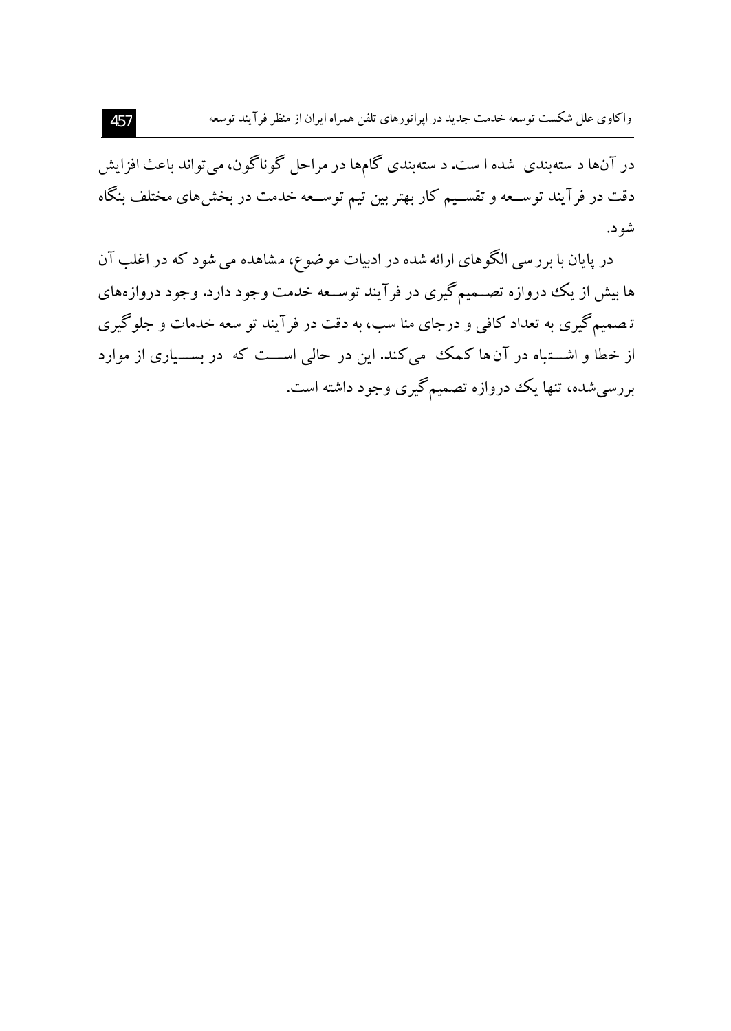در آن‌ها دسته‌بندی شده است. دسته‌بندی گام‌ها در مراحل گوناگون، می‌تواند باعث افزایش دقت در فرآیند توسعه و تقسیم کار بهتر بین تیم توسعه خدمت در بخش‌های مختلف بنگاه شود.

در پایان با بررسی الگوهای ارائه شده در ادبیات موضوع، مشاهده می‌شود که در اغلب آن‌ها بیش از یک دروازه تصمیم‌گیری در فرآیند توسعه خدمت وجود دارد. وجود دروازه‌های تصمیم‌گیری به تعداد کافی و درجای مناسب، به دقت در فرآیند توسعه خدمات و جلوگیری از خطا و اشتباه در آن‌ها کمک می‌کند. این در حالی است که در بسیاری از موارد بررسی‌شده، تنها یک دروازه تصمیم‌گیری وجود داشته است.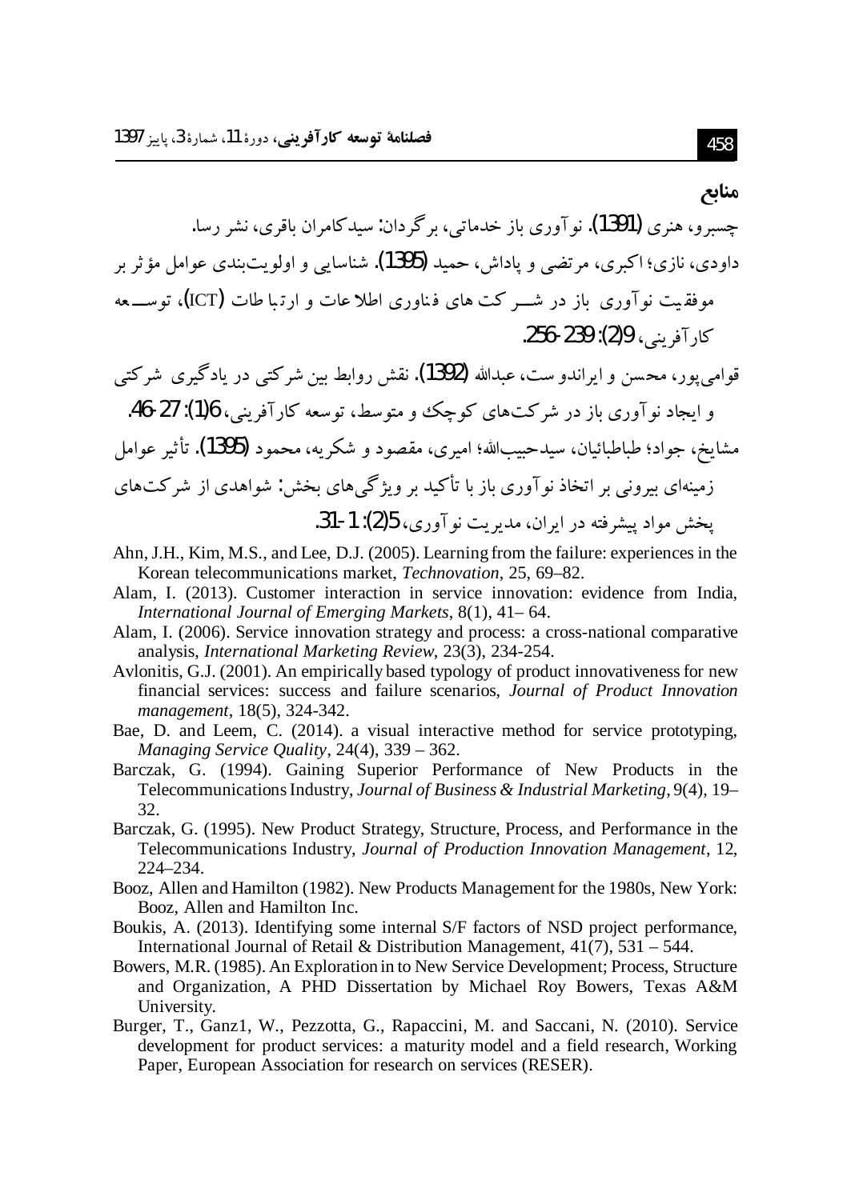## منابع

چسبرو، هنری (1391). نوآوری باز خدماتی، برگردان: سیدکامران باقری، نشر رسا.

داودی، نازی؛ اکبری، مرتضی و پاداش، حمید (1395). شناسایی و اولویت‌بندی عوامل مؤثر بر موفقیت نوآوری باز در شرکت های فناوری اطلاعات و ارتباطات (ICT)، توسعه کارآفرینی، 9(2): 239-256.

قوامی‌پور، محسن و ایراندوست، عبدالله (1392). نقش روابط بین شرکتی در یادگیری شرکتی و ایجاد نوآوری باز در شرکت‌های کوچک و متوسط، توسعه کارآفرینی، 6(1): 27-46.

مشایخ، جواد؛ طباطبائیان، سیدحبیب‌الله؛ امیری، مقصود و شکریه، محمود (1395). تأثیر عوامل زمینه‌ای بیرونی بر اتخاذ نوآوری باز با تأکید بر ویژگی‌های بخش: شواهدی از شرکت‌های پخش مواد پیشرفته در ایران، مدیریت نوآوری، 5(2): 1-31.

Ahn, J.H., Kim, M.S., and Lee, D.J. (2005). Learning from the failure: experiences in the Korean telecommunications market, *Technovation*, 25, 69–82.

Alam, I. (2013). Customer interaction in service innovation: evidence from India, *International Journal of Emerging Markets*, 8(1), 41– 64.

Alam, I. (2006). Service innovation strategy and process: a cross-national comparative analysis, *International Marketing Review*, 23(3), 234-254.

Avlonitis, G.J. (2001). An empirically based typology of product innovativeness for new financial services: success and failure scenarios, *Journal of Product Innovation management*, 18(5), 324-342.

Bae, D. and Leem, C. (2014). a visual interactive method for service prototyping, *Managing Service Quality*, 24(4), 339 – 362.

Barczak, G. (1994). Gaining Superior Performance of New Products in the Telecommunications Industry, *Journal of Business & Industrial Marketing*, 9(4), 19–32.

Barczak, G. (1995). New Product Strategy, Structure, Process, and Performance in the Telecommunications Industry, *Journal of Production Innovation Management*, 12, 224–234.

Booz, Allen and Hamilton (1982). New Products Management for the 1980s, New York: Booz, Allen and Hamilton Inc.

Boukis, A. (2013). Identifying some internal S/F factors of NSD project performance, International Journal of Retail & Distribution Management, 41(7), 531 – 544.

Bowers, M.R. (1985). An Exploration in to New Service Development; Process, Structure and Organization, A PHD Dissertation by Michael Roy Bowers, Texas A&M University.

Burger, T., Ganz1, W., Pezzotta, G., Rapaccini, M. and Saccani, N. (2010). Service development for product services: a maturity model and a field research, Working Paper, European Association for research on services (RESER).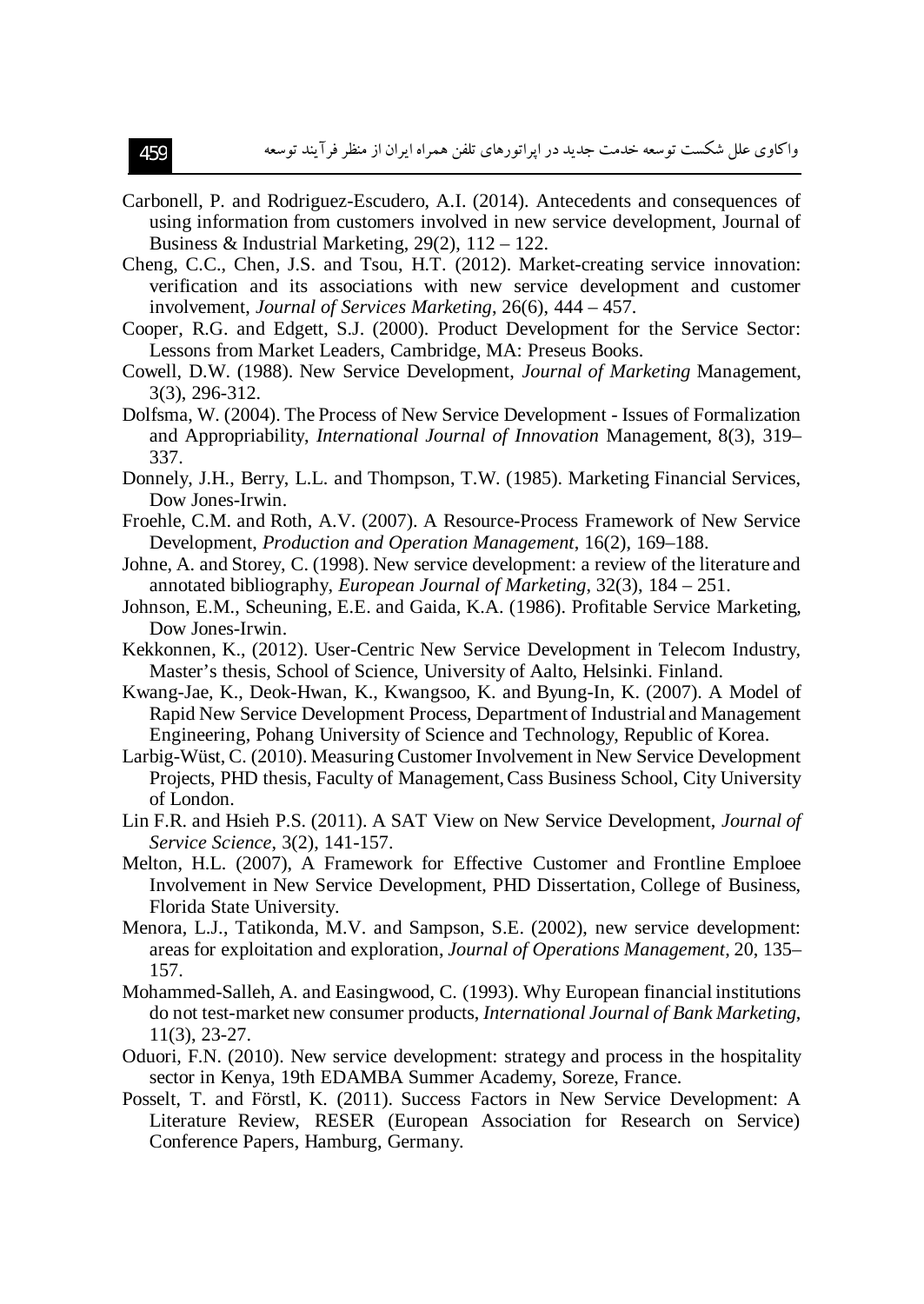Carbonell, P. and Rodriguez-Escudero, A.I. (2014). Antecedents and consequences of using information from customers involved in new service development, Journal of Business & Industrial Marketing, 29(2), 112 – 122.

Cheng, C.C., Chen, J.S. and Tsou, H.T. (2012). Market-creating service innovation: verification and its associations with new service development and customer involvement, *Journal of Services Marketing*, 26(6), 444 – 457.

Cooper, R.G. and Edgett, S.J. (2000). Product Development for the Service Sector: Lessons from Market Leaders, Cambridge, MA: Preseus Books.

Cowell, D.W. (1988). New Service Development, *Journal of Marketing* Management, 3(3), 296-312.

Dolfsma, W. (2004). The Process of New Service Development - Issues of Formalization and Appropriability, *International Journal of Innovation* Management, 8(3), 319–337.

Donnely, J.H., Berry, L.L. and Thompson, T.W. (1985). Marketing Financial Services, Dow Jones-Irwin.

Froehle, C.M. and Roth, A.V. (2007). A Resource-Process Framework of New Service Development, *Production and Operation Management*, 16(2), 169–188.

Johne, A. and Storey, C. (1998). New service development: a review of the literature and annotated bibliography, *European Journal of Marketing*, 32(3), 184 – 251.

Johnson, E.M., Scheuning, E.E. and Gaida, K.A. (1986). Profitable Service Marketing, Dow Jones-Irwin.

Kekkonnen, K., (2012). User-Centric New Service Development in Telecom Industry, Master's thesis, School of Science, University of Aalto, Helsinki. Finland.

Kwang-Jae, K., Deok-Hwan, K., Kwangsoo, K. and Byung-In, K. (2007). A Model of Rapid New Service Development Process, Department of Industrial and Management Engineering, Pohang University of Science and Technology, Republic of Korea.

Larbig-Wüst, C. (2010). Measuring Customer Involvement in New Service Development Projects, PHD thesis, Faculty of Management, Cass Business School, City University of London.

Lin F.R. and Hsieh P.S. (2011). A SAT View on New Service Development, *Journal of Service Science*, 3(2), 141-157.

Melton, H.L. (2007), A Framework for Effective Customer and Frontline Emploee Involvement in New Service Development, PHD Dissertation, College of Business, Florida State University.

Menora, L.J., Tatikonda, M.V. and Sampson, S.E. (2002), new service development: areas for exploitation and exploration, *Journal of Operations Management*, 20, 135–157.

Mohammed-Salleh, A. and Easingwood, C. (1993). Why European financial institutions do not test-market new consumer products, *International Journal of Bank Marketing*, 11(3), 23-27.

Oduori, F.N. (2010). New service development: strategy and process in the hospitality sector in Kenya, 19th EDAMBA Summer Academy, Soreze, France.

Posselt, T. and Förstl, K. (2011). Success Factors in New Service Development: A Literature Review, RESER (European Association for Research on Service) Conference Papers, Hamburg, Germany.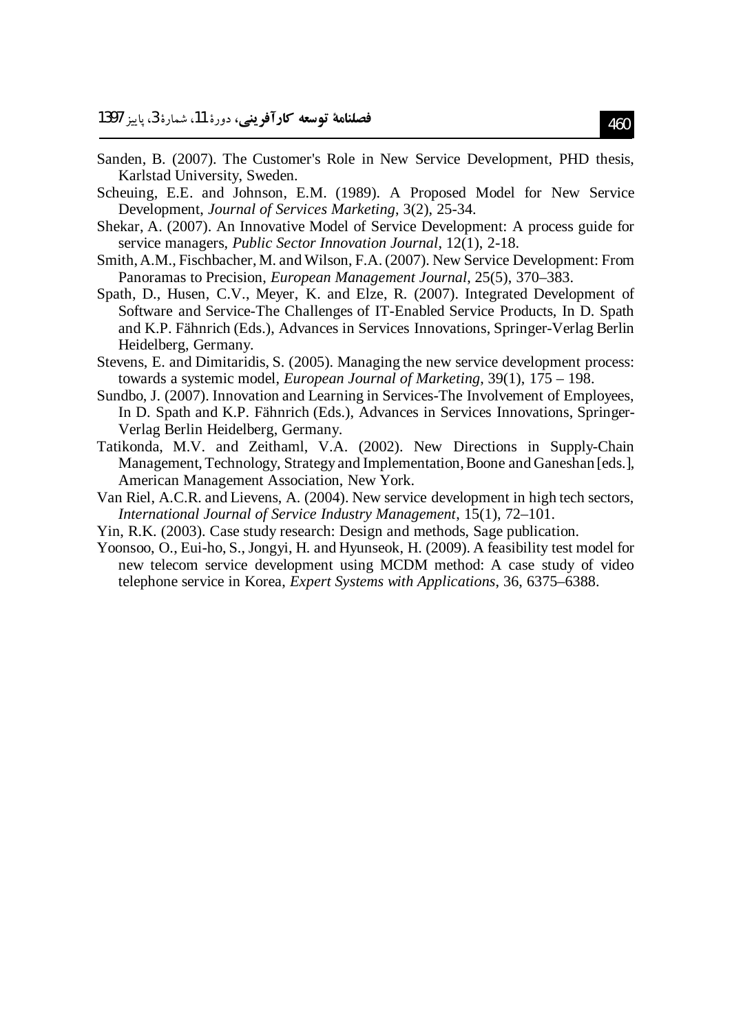Sanden, B. (2007). The Customer's Role in New Service Development, PHD thesis, Karlstad University, Sweden.

Scheuing, E.E. and Johnson, E.M. (1989). A Proposed Model for New Service Development, *Journal of Services Marketing*, 3(2), 25-34.

Shekar, A. (2007). An Innovative Model of Service Development: A process guide for service managers, *Public Sector Innovation Journal*, 12(1), 2-18.

Smith, A.M., Fischbacher, M. and Wilson, F.A. (2007). New Service Development: From Panoramas to Precision, *European Management Journal*, 25(5), 370–383.

Spath, D., Husen, C.V., Meyer, K. and Elze, R. (2007). Integrated Development of Software and Service-The Challenges of IT-Enabled Service Products, In D. Spath and K.P. Fähnrich (Eds.), Advances in Services Innovations, Springer-Verlag Berlin Heidelberg, Germany.

Stevens, E. and Dimitaridis, S. (2005). Managing the new service development process: towards a systemic model, *European Journal of Marketing*, 39(1), 175 – 198.

Sundbo, J. (2007). Innovation and Learning in Services-The Involvement of Employees, In D. Spath and K.P. Fähnrich (Eds.), Advances in Services Innovations, Springer-Verlag Berlin Heidelberg, Germany.

Tatikonda, M.V. and Zeithaml, V.A. (2002). New Directions in Supply-Chain Management, Technology, Strategy and Implementation, Boone and Ganeshan [eds.], American Management Association, New York.

Van Riel, A.C.R. and Lievens, A. (2004). New service development in high tech sectors, *International Journal of Service Industry Management*, 15(1), 72–101.

Yin, R.K. (2003). Case study research: Design and methods, Sage publication.

Yoonsoo, O., Eui-ho, S., Jongyi, H. and Hyunseok, H. (2009). A feasibility test model for new telecom service development using MCDM method: A case study of video telephone service in Korea, *Expert Systems with Applications*, 36, 6375–6388.